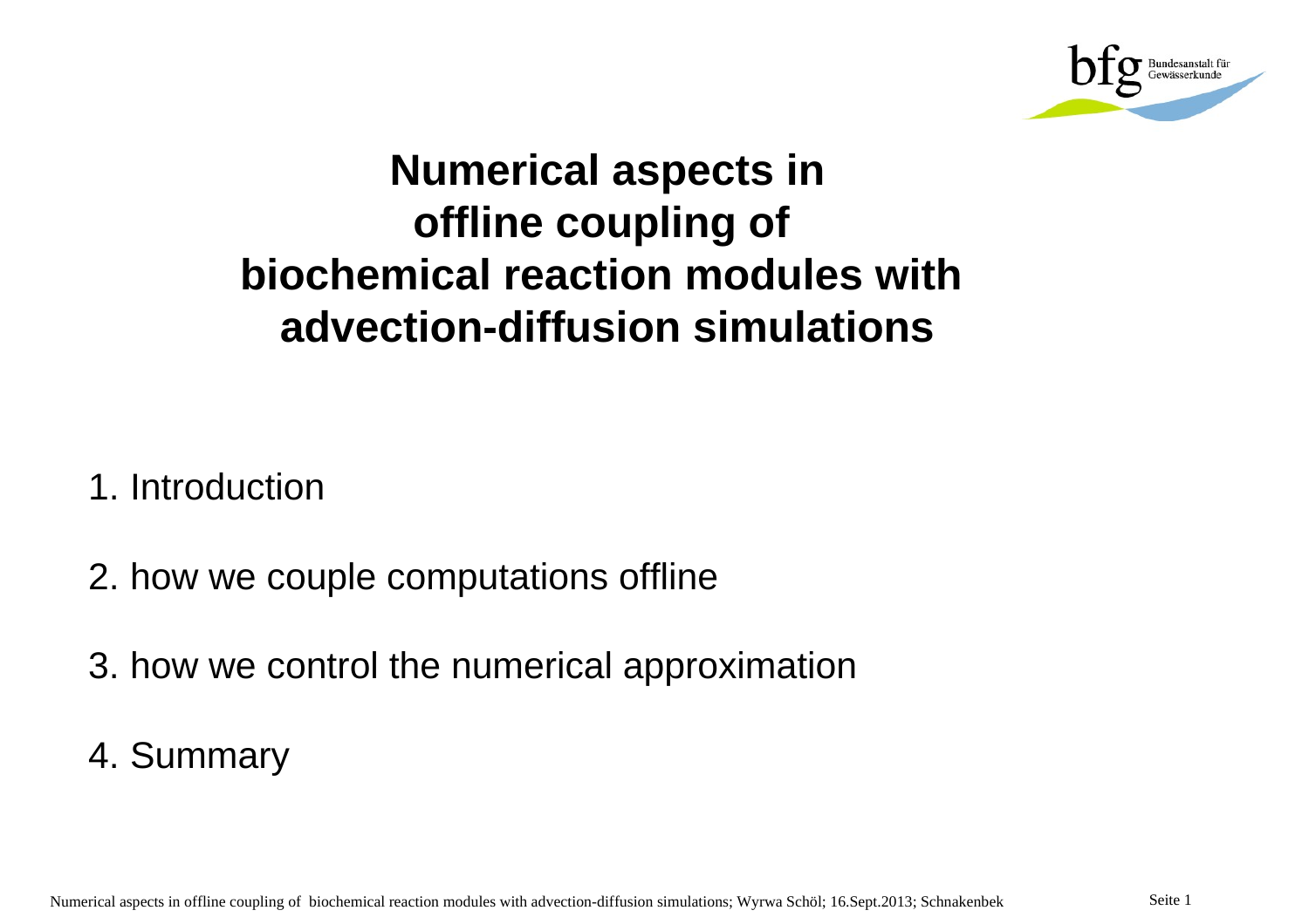# Numerical aspects in offline coupling of biochemical reaction modules with advection-diffusion simulations

1. Introduction
2. how we couple computations offline
3. how we control the numerical approximation
4. Summary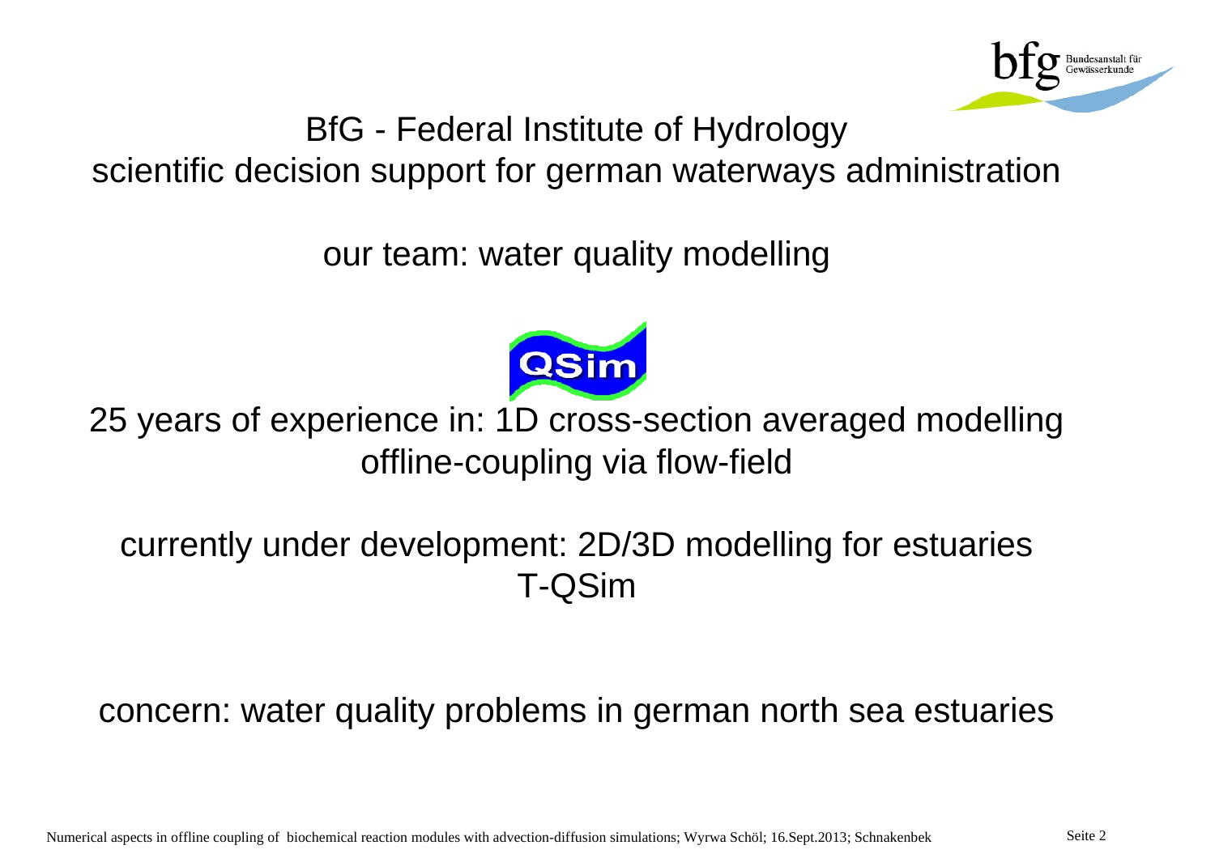BfG - Federal Institute of Hydrology
scientific decision support for german waterways administration

our team: water quality modelling

QSim

25 years of experience in: 1D cross-section averaged modelling
offline-coupling via flow-field

currently under development: 2D/3D modelling for estuaries
T-QSim

concern: water quality problems in german north sea estuaries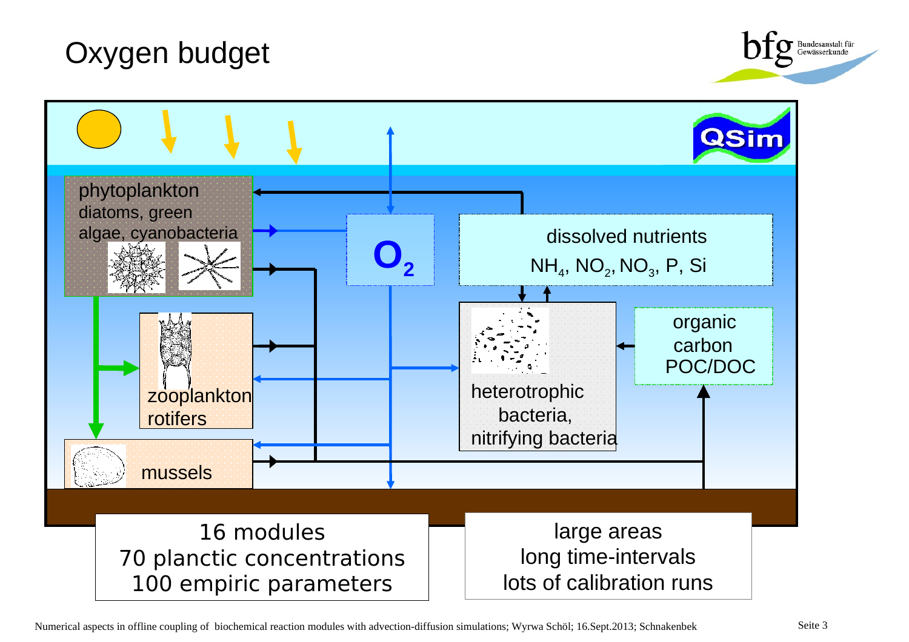# Oxygen budget

phytoplankton
diatoms, green algae, cyanobacteria

$O_2$

dissolved nutrients
$NH_4$, $NO_2$, $NO_3$, P, Si

zooplankton
rotifers

heterotrophic bacteria, nitrifying bacteria

organic carbon
POC/DOC

mussels

QSim

16 modules
70 planctic concentrations
100 empiric parameters

large areas
long time-intervals
lots of calibration runs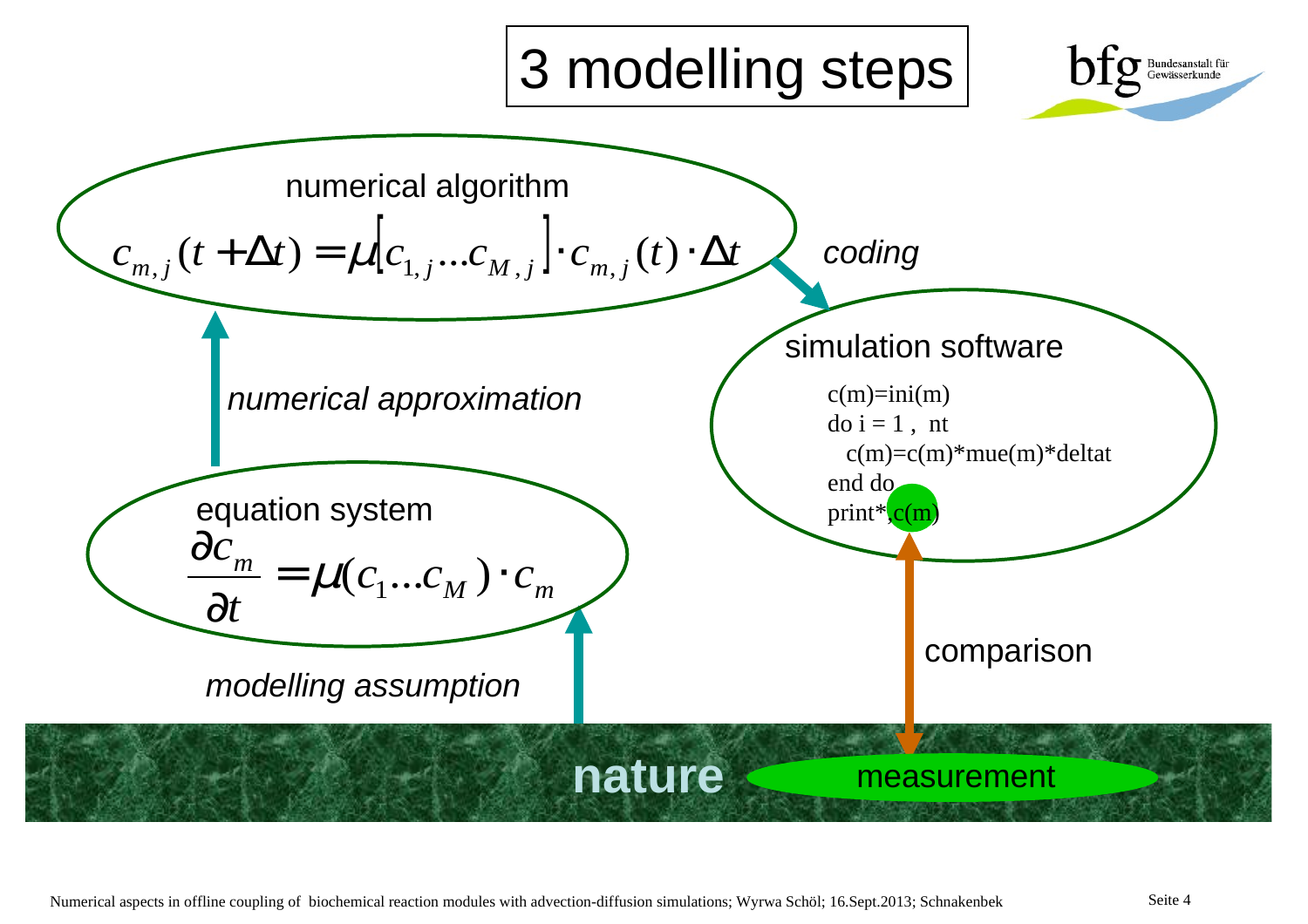# 3 modelling steps

**numerical algorithm**

$$c_{m,j}(t+\Delta t) = \mu\left[c_{1,j}...c_{M,j}\right] \cdot c_{m,j}(t) \cdot \Delta t$$

*coding*

**simulation software**

```
c(m)=ini(m)
do i = 1 ,  nt
  c(m)=c(m)*mue(m)*deltat
end do
print*,c(m)
```

*numerical approximation*

**equation system**

$$\frac{\partial c_m}{\partial t} = \mu(c_1...c_M) \cdot c_m$$

*modelling assumption*

comparison

**nature**

measurement

Numerical aspects in offline coupling of biochemical reaction modules with advection-diffusion simulations; Wyrwa Schöl; 16.Sept.2013; Schnakenbek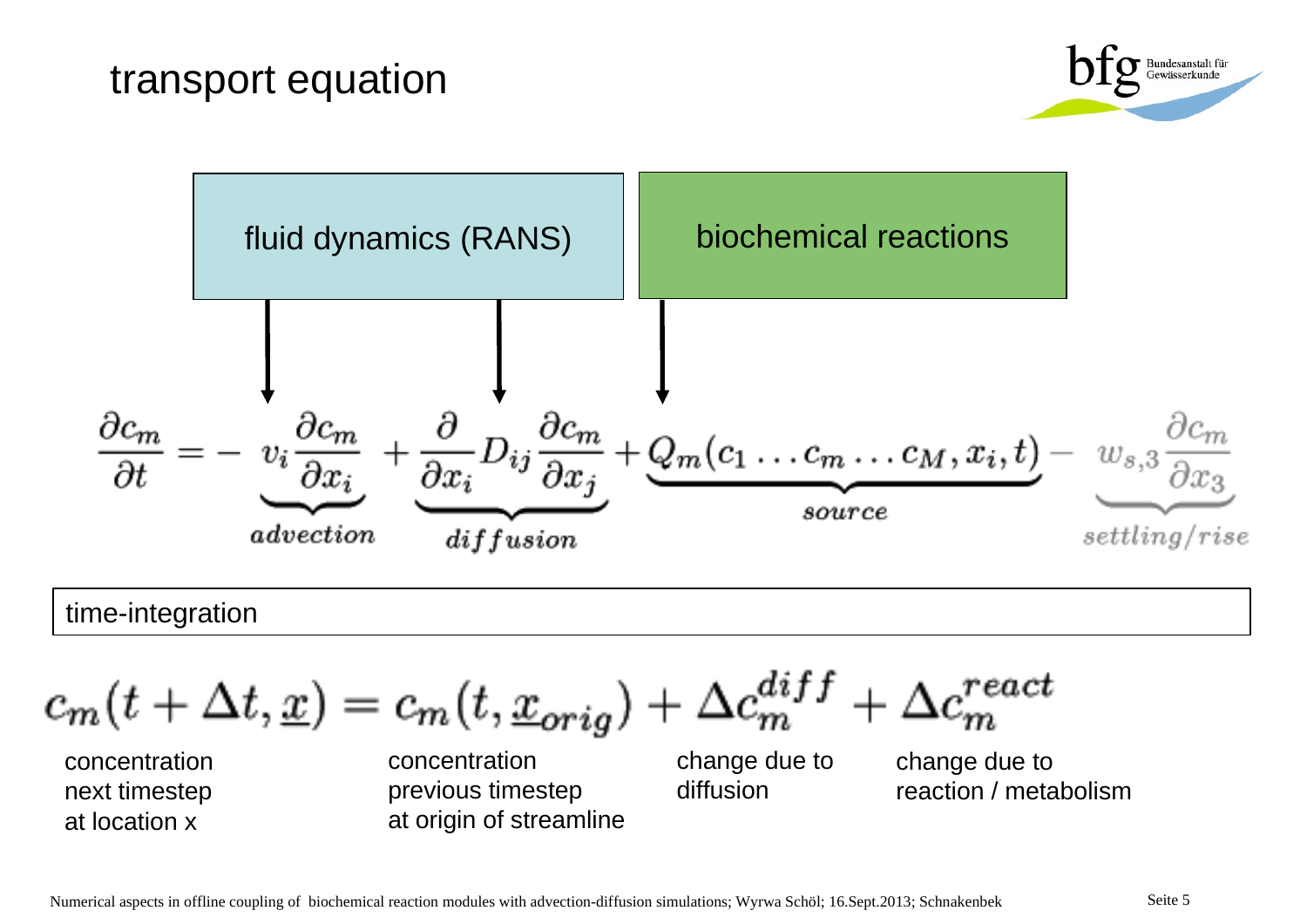# transport equation

fluid dynamics (RANS)

biochemical reactions

$$\frac{\partial c_m}{\partial t} = - \underbrace{v_i \frac{\partial c_m}{\partial x_i}}_{advection} + \underbrace{\frac{\partial}{\partial x_i} D_{ij} \frac{\partial c_m}{\partial x_j}}_{diffusion} + \underbrace{Q_m(c_1 \ldots c_m \ldots c_M, x_i, t)}_{source} - \underbrace{w_{s,3} \frac{\partial c_m}{\partial x_3}}_{settling/rise}$$

time-integration

$$c_m(t + \Delta t, \underline{x}) = c_m(t, \underline{x}_{orig}) + \Delta c_m^{diff} + \Delta c_m^{react}$$

- $c_m(t + \Delta t, \underline{x})$: concentration next timestep at location x
- $c_m(t, \underline{x}_{orig})$: concentration previous timestep at origin of streamline
- $\Delta c_m^{diff}$: change due to diffusion
- $\Delta c_m^{react}$: change due to reaction / metabolism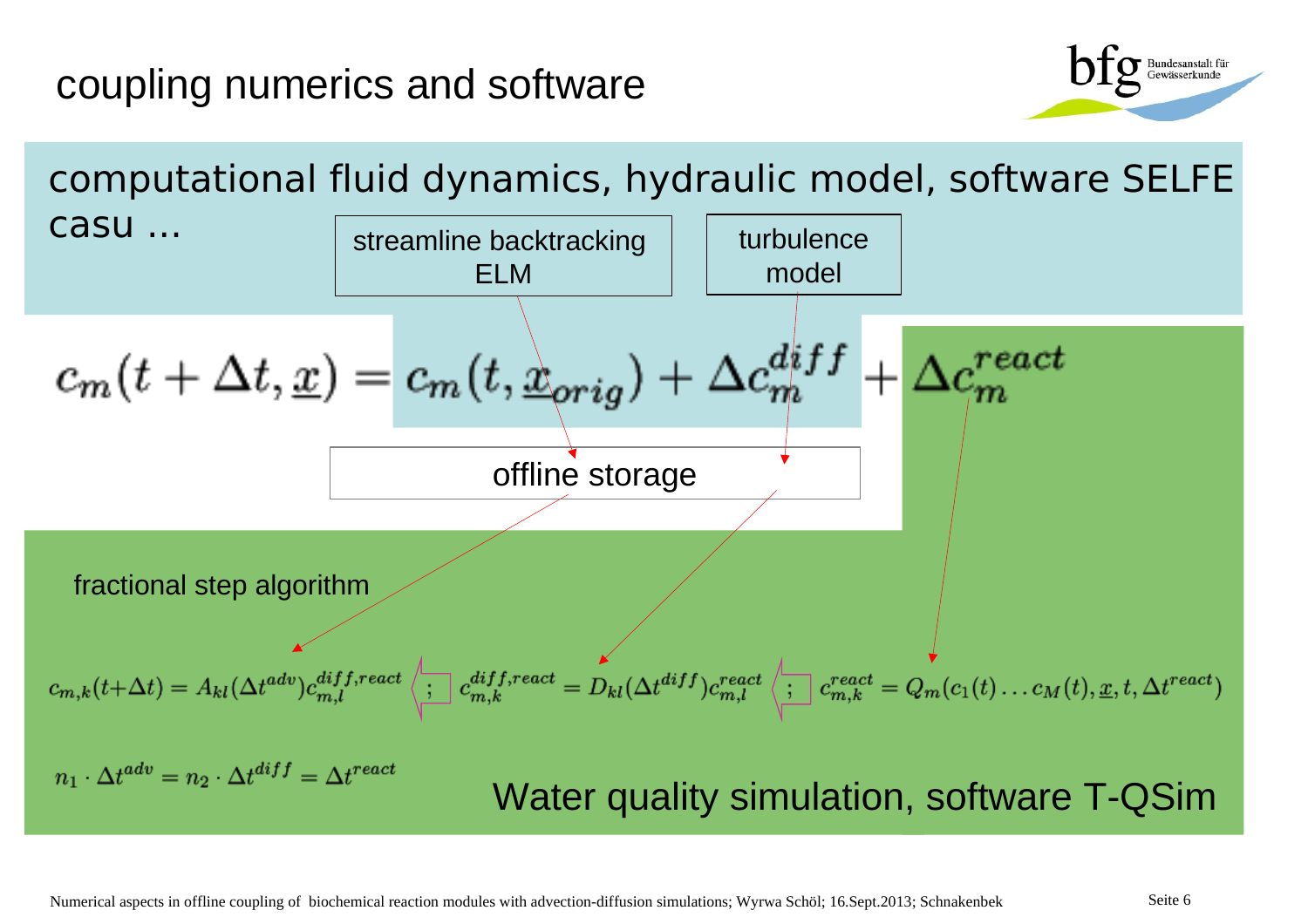# coupling numerics and software

computational fluid dynamics, hydraulic model, software SELFE casu ...

streamline backtracking ELM

turbulence model

$$c_m(t+\Delta t, \underline{x}) = c_m(t, \underline{x}_{orig}) + \Delta c_m^{diff} + \Delta c_m^{react}$$

offline storage

fractional step algorithm

$$c_{m,k}(t+\Delta t) = A_{kl}(\Delta t^{adv}) c_{m,l}^{diff,react} \; ; \; c_{m,k}^{diff,react} = D_{kl}(\Delta t^{diff}) c_{m,l}^{react} \; ; \; c_{m,k}^{react} = Q_m(c_1(t) \dots c_M(t), \underline{x}, t, \Delta t^{react})$$

$$n_1 \cdot \Delta t^{adv} = n_2 \cdot \Delta t^{diff} = \Delta t^{react}$$

Water quality simulation, software T-QSim

Numerical aspects in offline coupling of biochemical reaction modules with advection-diffusion simulations; Wyrwa Schöl; 16.Sept.2013; Schnakenbek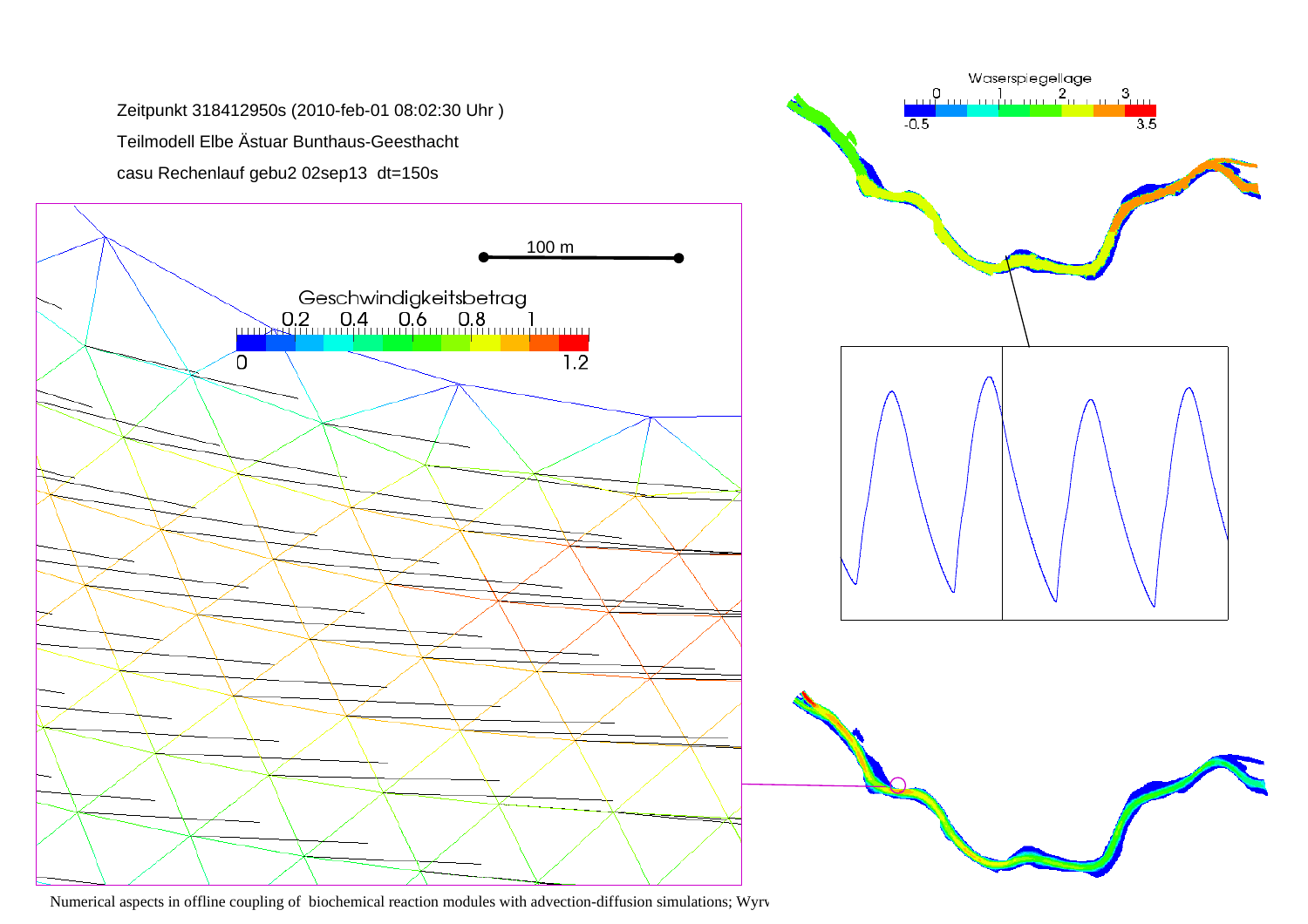Zeitpunkt 318412950s (2010-feb-01 08:02:30 Uhr )

Teilmodell Elbe Ästuar Bunthaus-Geesthacht

casu Rechenlauf gebu2 02sep13 dt=150s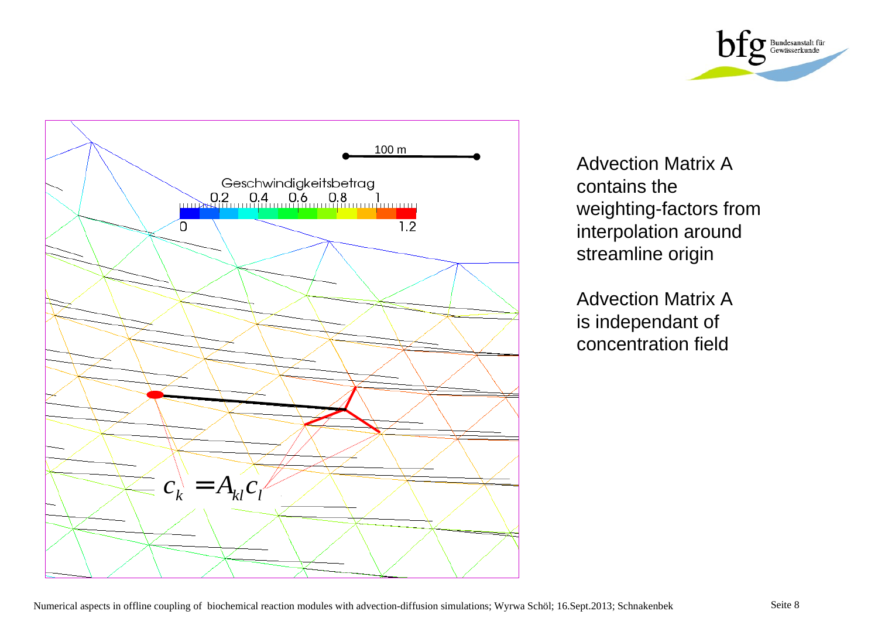Advection Matrix A contains the weighting-factors from interpolation around streamline origin

Advection Matrix A is independant of concentration field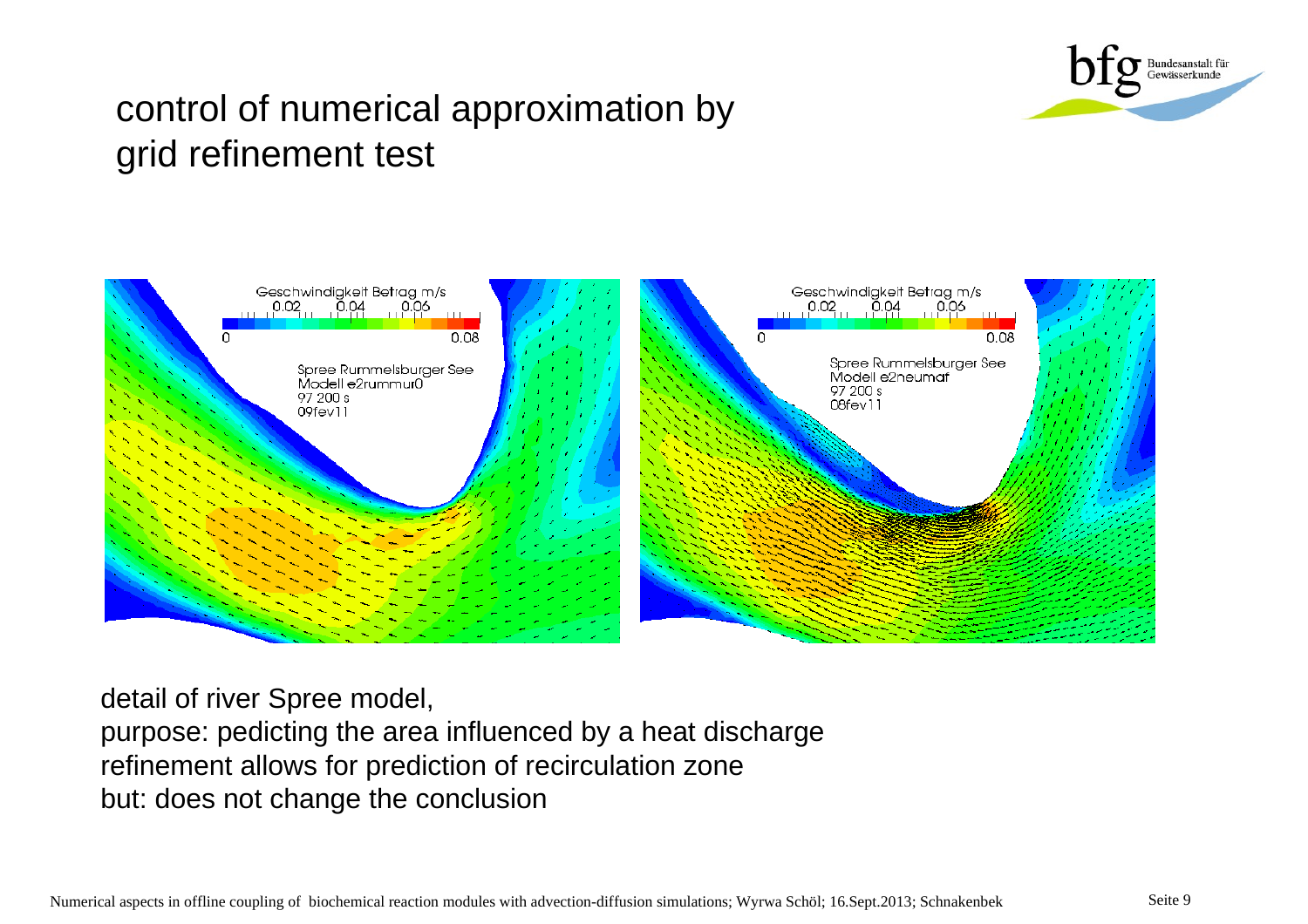# control of numerical approximation by grid refinement test

detail of river Spree model,
purpose: pedicting the area influenced by a heat discharge
refinement allows for prediction of recirculation zone
but: does not change the conclusion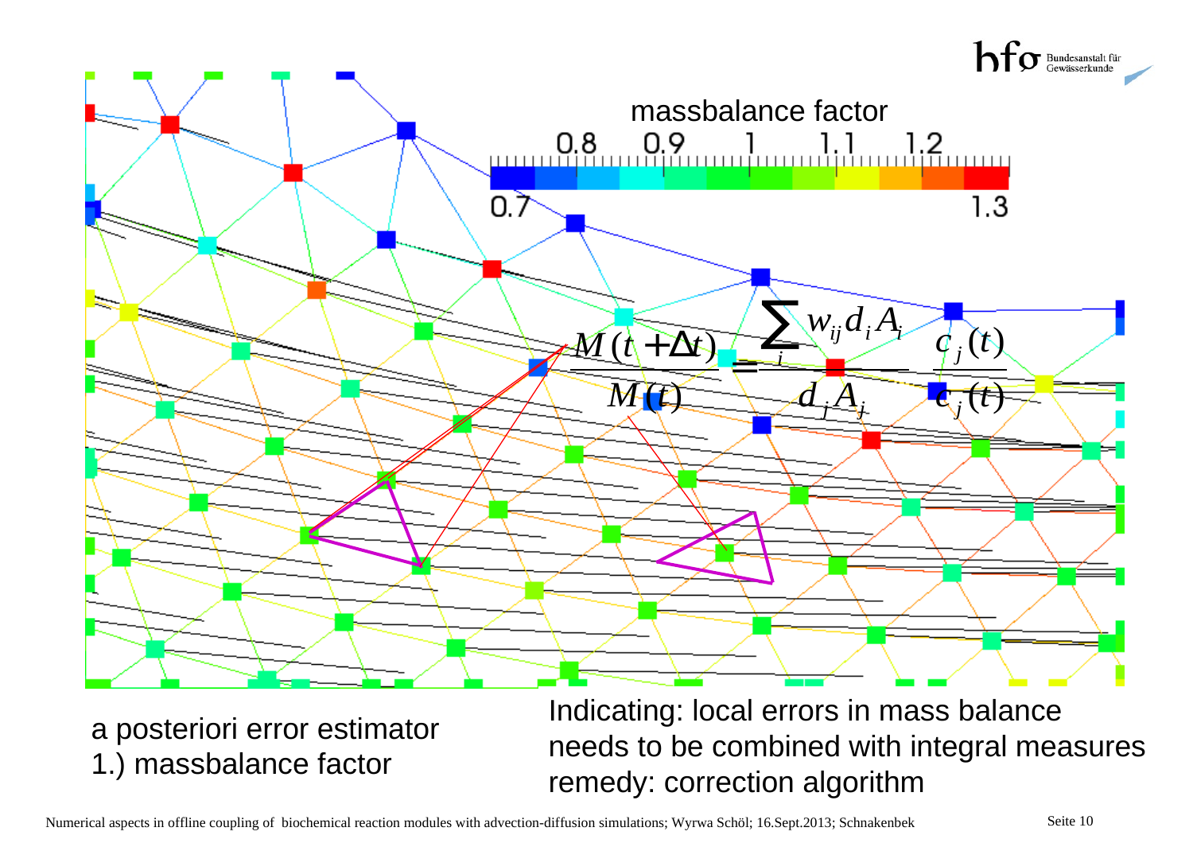massbalance factor

0.7 0.8 0.9 1 1.1 1.2 1.3

$$\frac{M(t+\Delta t)}{M(t)} = \frac{\sum_i w_{ij} d_i A_i}{d_j A_j} \quad \frac{c_j(t)}{c_j(t)}$$

a posteriori error estimator
1.) massbalance factor

Indicating: local errors in mass balance
needs to be combined with integral measures
remedy: correction algorithm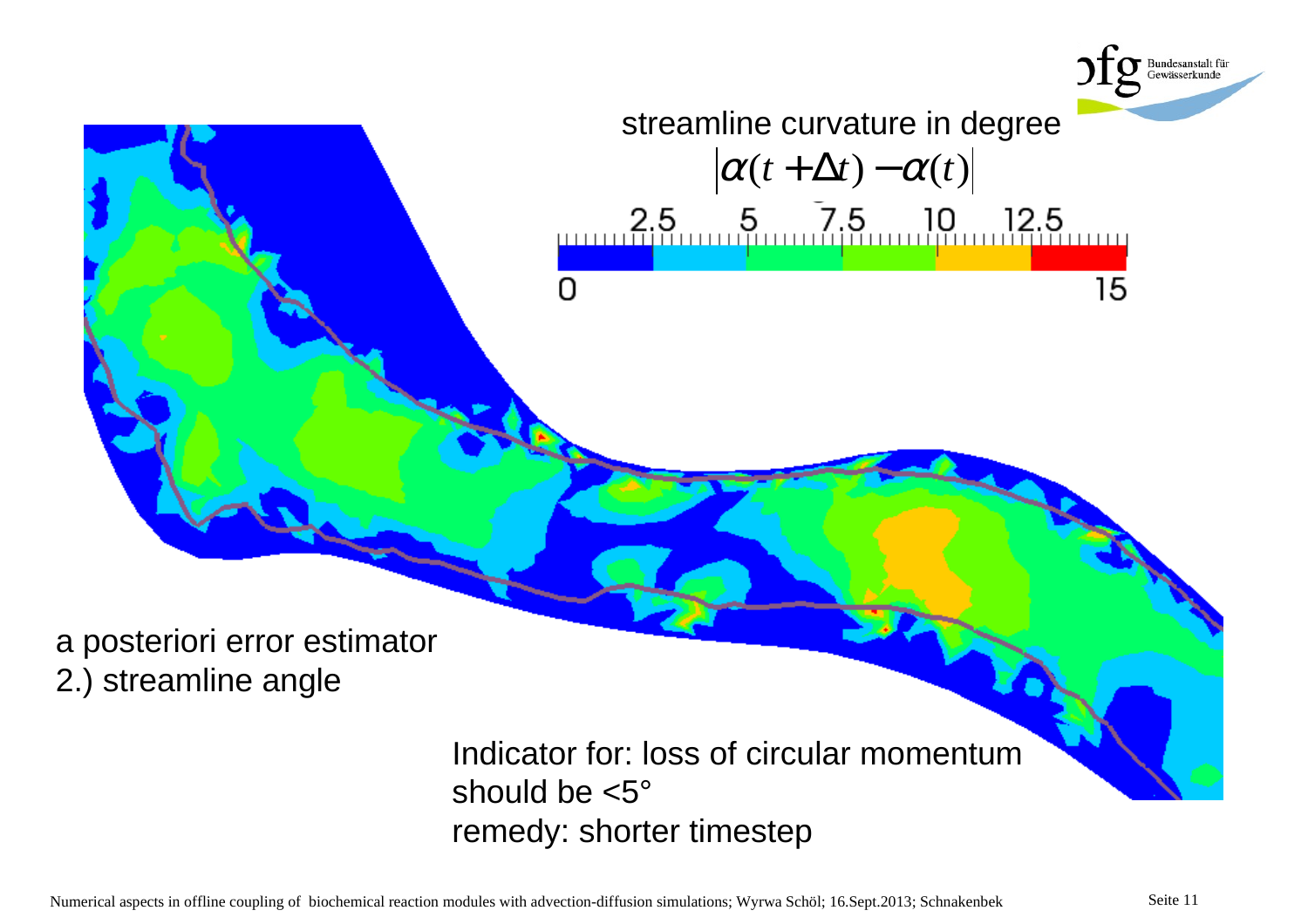streamline curvature in degree

$$|\alpha(t+\Delta t) - \alpha(t)|$$

2.5 5 7.5 10 12.5

0 15

a posteriori error estimator

2.) streamline angle

Indicator for: loss of circular momentum

should be <5°

remedy: shorter timestep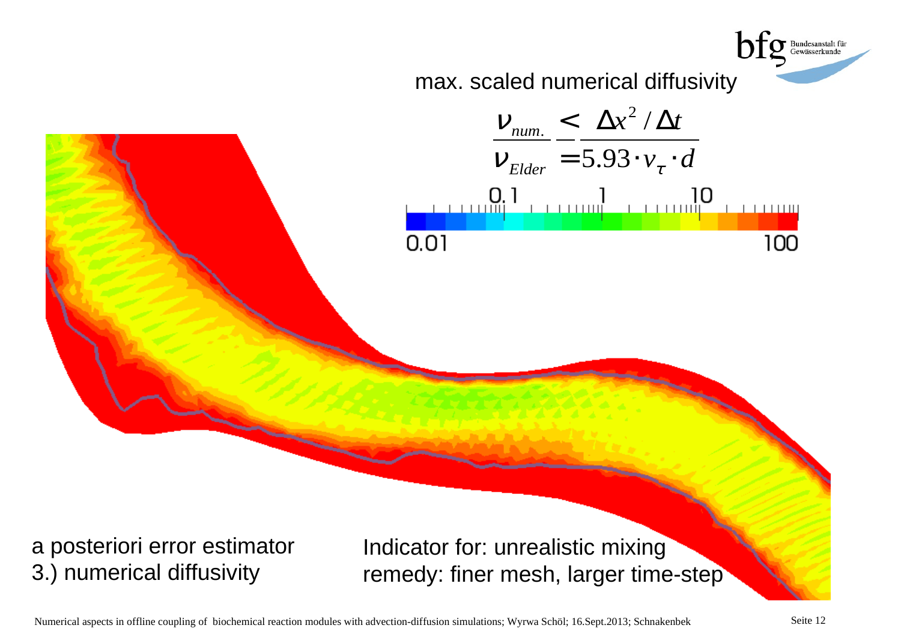max. scaled numerical diffusivity

$$\frac{\nu_{num.}}{\nu_{Elder}} \leq \frac{\Delta x^2 / \Delta t}{5.93 \cdot v_{\tau} \cdot d}$$

0.01 — 0.1 — 1 — 10 — 100

a posteriori error estimator
3.) numerical diffusivity

Indicator for: unrealistic mixing
remedy: finer mesh, larger time-step

Numerical aspects in offline coupling of biochemical reaction modules with advection-diffusion simulations; Wyrwa Schöl; 16.Sept.2013; Schnakenbek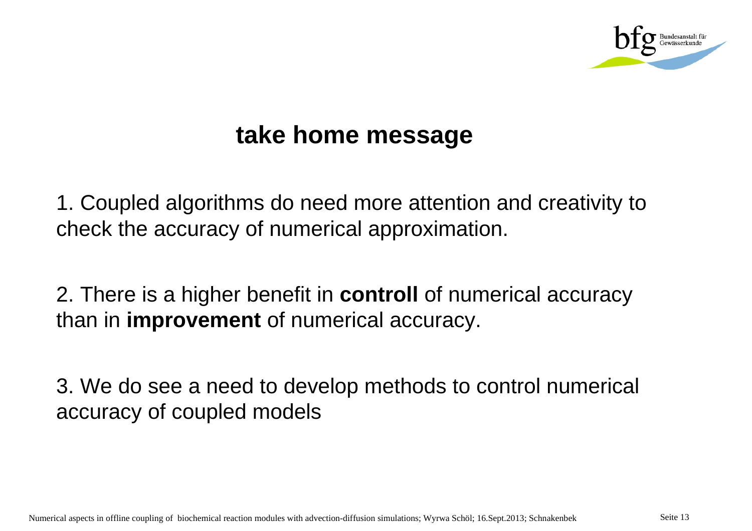## take home message

1. Coupled algorithms do need more attention and creativity to check the accuracy of numerical approximation.

2. There is a higher benefit in **controll** of numerical accuracy than in **improvement** of numerical accuracy.

3. We do see a need to develop methods to control numerical accuracy of coupled models